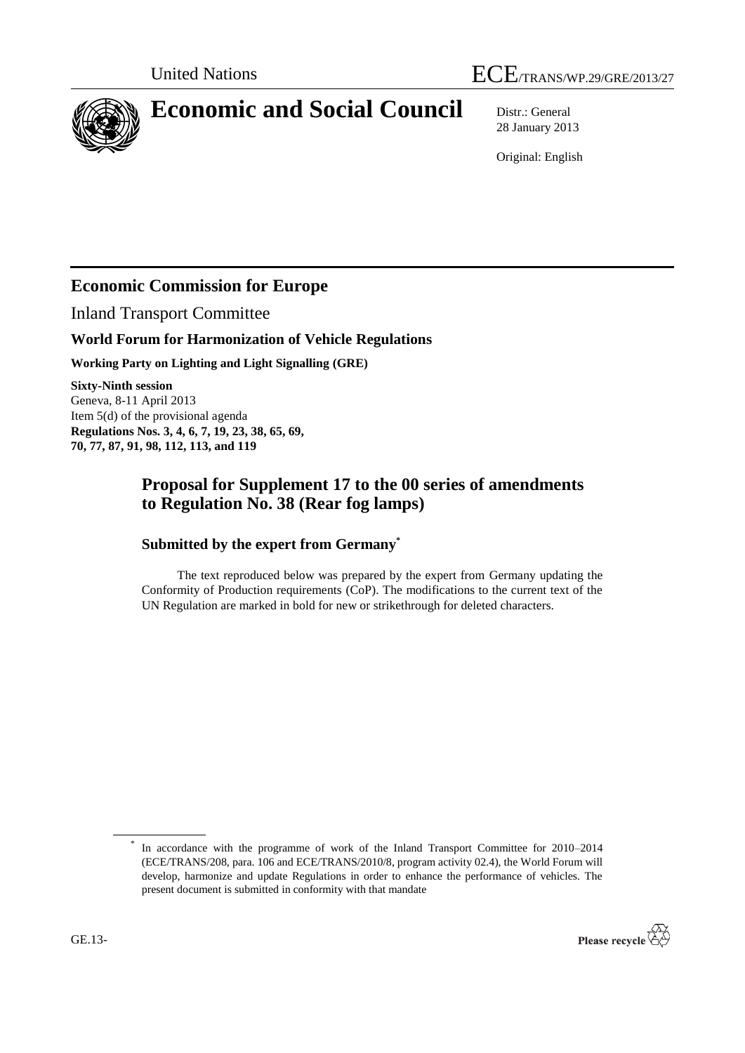United Nations

ECE/TRANS/WP.29/GRE/2013/27

# Economic and Social Council

Distr.: General
28 January 2013

Original: English

## Economic Commission for Europe

Inland Transport Committee

### World Forum for Harmonization of Vehicle Regulations

**Working Party on Lighting and Light Signalling (GRE)**

**Sixty-Ninth session**
Geneva, 8-11 April 2013
Item 5(d) of the provisional agenda
**Regulations Nos. 3, 4, 6, 7, 19, 23, 38, 65, 69, 70, 77, 87, 91, 98, 112, 113, and 119**

## Proposal for Supplement 17 to the 00 series of amendments to Regulation No. 38 (Rear fog lamps)

### Submitted by the expert from Germany*

The text reproduced below was prepared by the expert from Germany updating the Conformity of Production requirements (CoP). The modifications to the current text of the UN Regulation are marked in bold for new or strikethrough for deleted characters.

\* In accordance with the programme of work of the Inland Transport Committee for 2010–2014 (ECE/TRANS/208, para. 106 and ECE/TRANS/2010/8, program activity 02.4), the World Forum will develop, harmonize and update Regulations in order to enhance the performance of vehicles. The present document is submitted in conformity with that mandate

GE.13-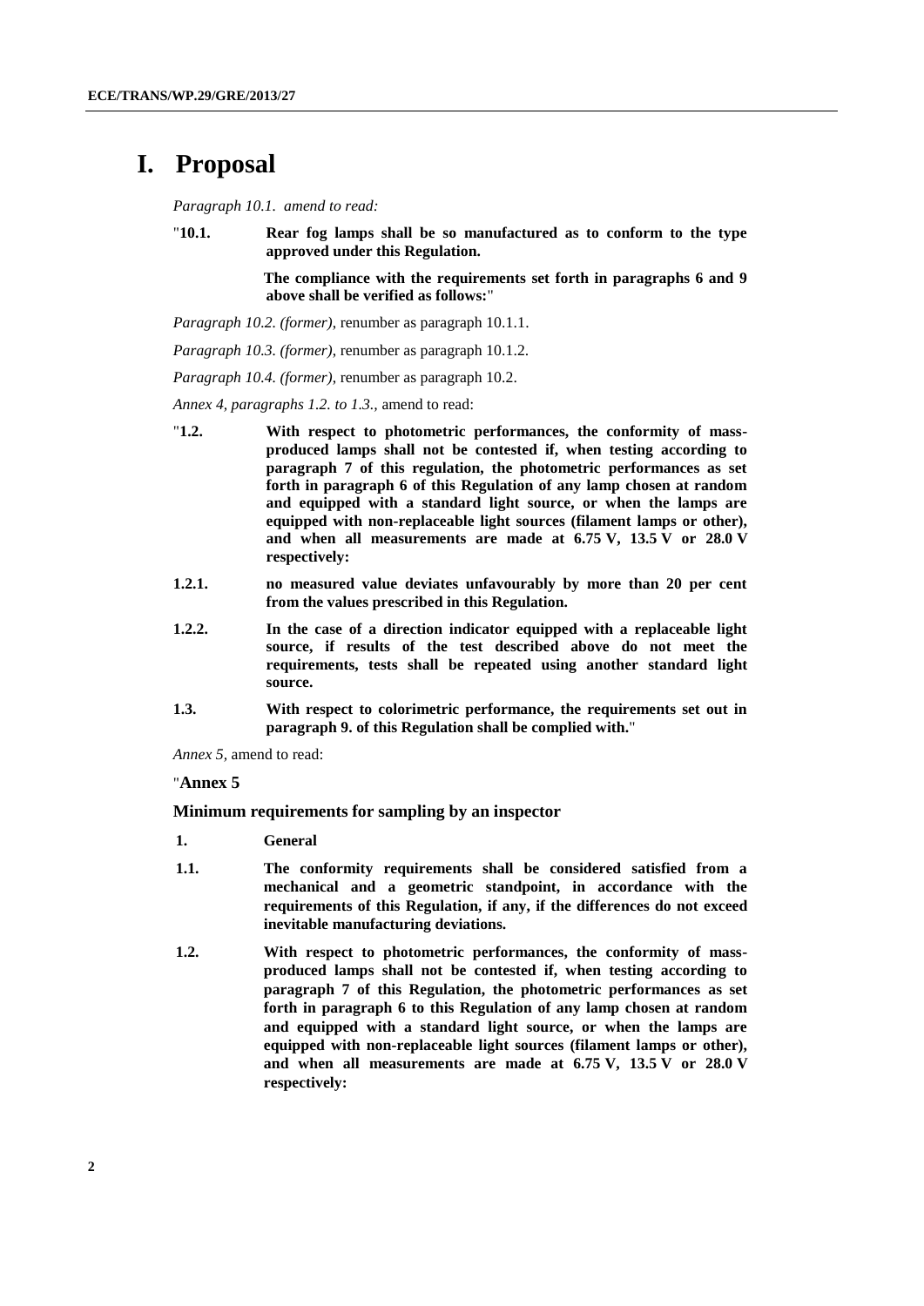# I. Proposal

*Paragraph 10.1. amend to read:*

"**10.1. Rear fog lamps shall be so manufactured as to conform to the type approved under this Regulation.**

**The compliance with the requirements set forth in paragraphs 6 and 9 above shall be verified as follows:**"

*Paragraph 10.2. (former),* renumber as paragraph 10.1.1.

*Paragraph 10.3. (former),* renumber as paragraph 10.1.2.

*Paragraph 10.4. (former),* renumber as paragraph 10.2.

*Annex 4, paragraphs 1.2. to 1.3.,* amend to read:

"**1.2. With respect to photometric performances, the conformity of mass-produced lamps shall not be contested if, when testing according to paragraph 7 of this regulation, the photometric performances as set forth in paragraph 6 of this Regulation of any lamp chosen at random and equipped with a standard light source, or when the lamps are equipped with non-replaceable light sources (filament lamps or other), and when all measurements are made at 6.75 V, 13.5 V or 28.0 V respectively:**

**1.2.1. no measured value deviates unfavourably by more than 20 per cent from the values prescribed in this Regulation.**

**1.2.2. In the case of a direction indicator equipped with a replaceable light source, if results of the test described above do not meet the requirements, tests shall be repeated using another standard light source.**

**1.3. With respect to colorimetric performance, the requirements set out in paragraph 9. of this Regulation shall be complied with.**"

*Annex 5,* amend to read:

"**Annex 5**

**Minimum requirements for sampling by an inspector**

**1. General**

**1.1. The conformity requirements shall be considered satisfied from a mechanical and a geometric standpoint, in accordance with the requirements of this Regulation, if any, if the differences do not exceed inevitable manufacturing deviations.**

**1.2. With respect to photometric performances, the conformity of mass-produced lamps shall not be contested if, when testing according to paragraph 7 of this Regulation, the photometric performances as set forth in paragraph 6 to this Regulation of any lamp chosen at random and equipped with a standard light source, or when the lamps are equipped with non-replaceable light sources (filament lamps or other), and when all measurements are made at 6.75 V, 13.5 V or 28.0 V respectively:**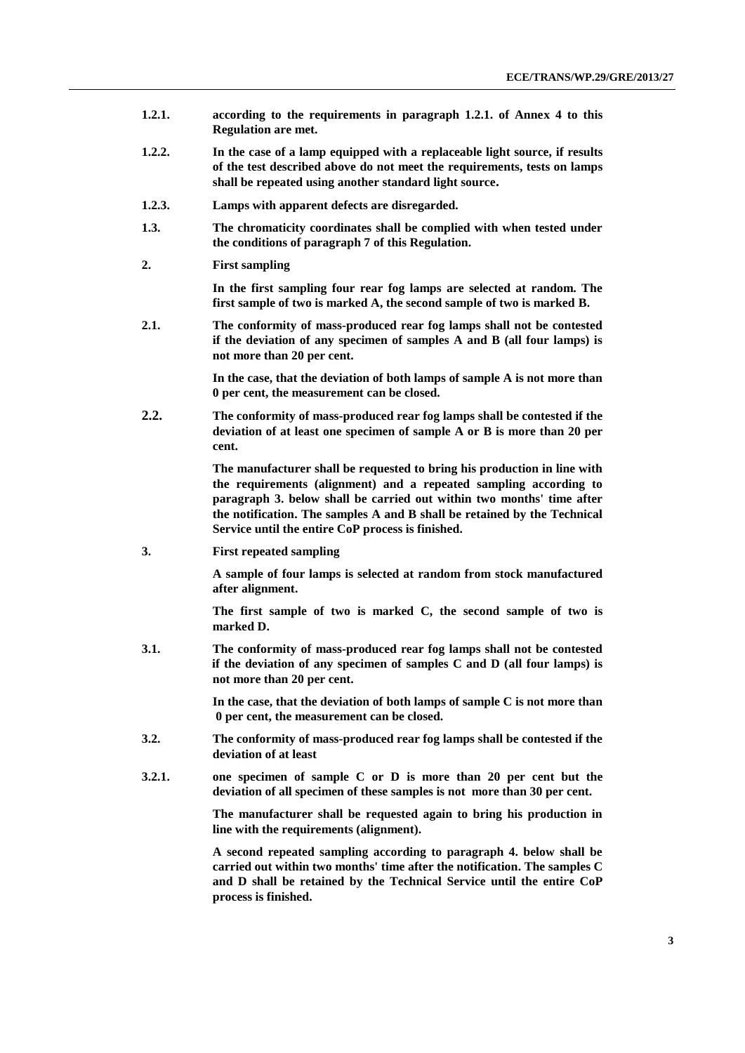**1.2.1. according to the requirements in paragraph 1.2.1. of Annex 4 to this Regulation are met.**

**1.2.2. In the case of a lamp equipped with a replaceable light source, if results of the test described above do not meet the requirements, tests on lamps shall be repeated using another standard light source.**

**1.2.3. Lamps with apparent defects are disregarded.**

**1.3. The chromaticity coordinates shall be complied with when tested under the conditions of paragraph 7 of this Regulation.**

**2. First sampling**

**In the first sampling four rear fog lamps are selected at random. The first sample of two is marked A, the second sample of two is marked B.**

**2.1. The conformity of mass-produced rear fog lamps shall not be contested if the deviation of any specimen of samples A and B (all four lamps) is not more than 20 per cent.**

**In the case, that the deviation of both lamps of sample A is not more than 0 per cent, the measurement can be closed.**

**2.2. The conformity of mass-produced rear fog lamps shall be contested if the deviation of at least one specimen of sample A or B is more than 20 per cent.**

**The manufacturer shall be requested to bring his production in line with the requirements (alignment) and a repeated sampling according to paragraph 3. below shall be carried out within two months' time after the notification. The samples A and B shall be retained by the Technical Service until the entire CoP process is finished.**

**3. First repeated sampling**

**A sample of four lamps is selected at random from stock manufactured after alignment.**

**The first sample of two is marked C, the second sample of two is marked D.**

**3.1. The conformity of mass-produced rear fog lamps shall not be contested if the deviation of any specimen of samples C and D (all four lamps) is not more than 20 per cent.**

**In the case, that the deviation of both lamps of sample C is not more than 0 per cent, the measurement can be closed.**

**3.2. The conformity of mass-produced rear fog lamps shall be contested if the deviation of at least**

**3.2.1. one specimen of sample C or D is more than 20 per cent but the deviation of all specimen of these samples is not more than 30 per cent.**

**The manufacturer shall be requested again to bring his production in line with the requirements (alignment).**

**A second repeated sampling according to paragraph 4. below shall be carried out within two months' time after the notification. The samples C and D shall be retained by the Technical Service until the entire CoP process is finished.**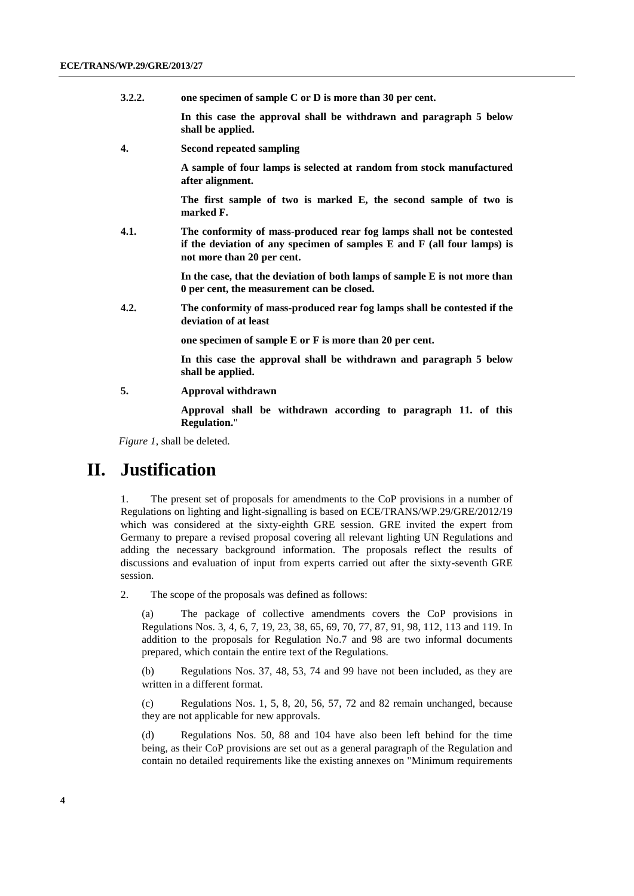**3.2.2. one specimen of sample C or D is more than 30 per cent.**

**In this case the approval shall be withdrawn and paragraph 5 below shall be applied.**

**4. Second repeated sampling**

**A sample of four lamps is selected at random from stock manufactured after alignment.**

**The first sample of two is marked E, the second sample of two is marked F.**

**4.1. The conformity of mass-produced rear fog lamps shall not be contested if the deviation of any specimen of samples E and F (all four lamps) is not more than 20 per cent.**

**In the case, that the deviation of both lamps of sample E is not more than 0 per cent, the measurement can be closed.**

**4.2. The conformity of mass-produced rear fog lamps shall be contested if the deviation of at least**

**one specimen of sample E or F is more than 20 per cent.**

**In this case the approval shall be withdrawn and paragraph 5 below shall be applied.**

**5. Approval withdrawn**

**Approval shall be withdrawn according to paragraph 11. of this Regulation.**"

*Figure 1*, shall be deleted.

# II. Justification

1. The present set of proposals for amendments to the CoP provisions in a number of Regulations on lighting and light-signalling is based on ECE/TRANS/WP.29/GRE/2012/19 which was considered at the sixty-eighth GRE session. GRE invited the expert from Germany to prepare a revised proposal covering all relevant lighting UN Regulations and adding the necessary background information. The proposals reflect the results of discussions and evaluation of input from experts carried out after the sixty-seventh GRE session.

2. The scope of the proposals was defined as follows:

(a) The package of collective amendments covers the CoP provisions in Regulations Nos. 3, 4, 6, 7, 19, 23, 38, 65, 69, 70, 77, 87, 91, 98, 112, 113 and 119. In addition to the proposals for Regulation No.7 and 98 are two informal documents prepared, which contain the entire text of the Regulations.

(b) Regulations Nos. 37, 48, 53, 74 and 99 have not been included, as they are written in a different format.

(c) Regulations Nos. 1, 5, 8, 20, 56, 57, 72 and 82 remain unchanged, because they are not applicable for new approvals.

(d) Regulations Nos. 50, 88 and 104 have also been left behind for the time being, as their CoP provisions are set out as a general paragraph of the Regulation and contain no detailed requirements like the existing annexes on "Minimum requirements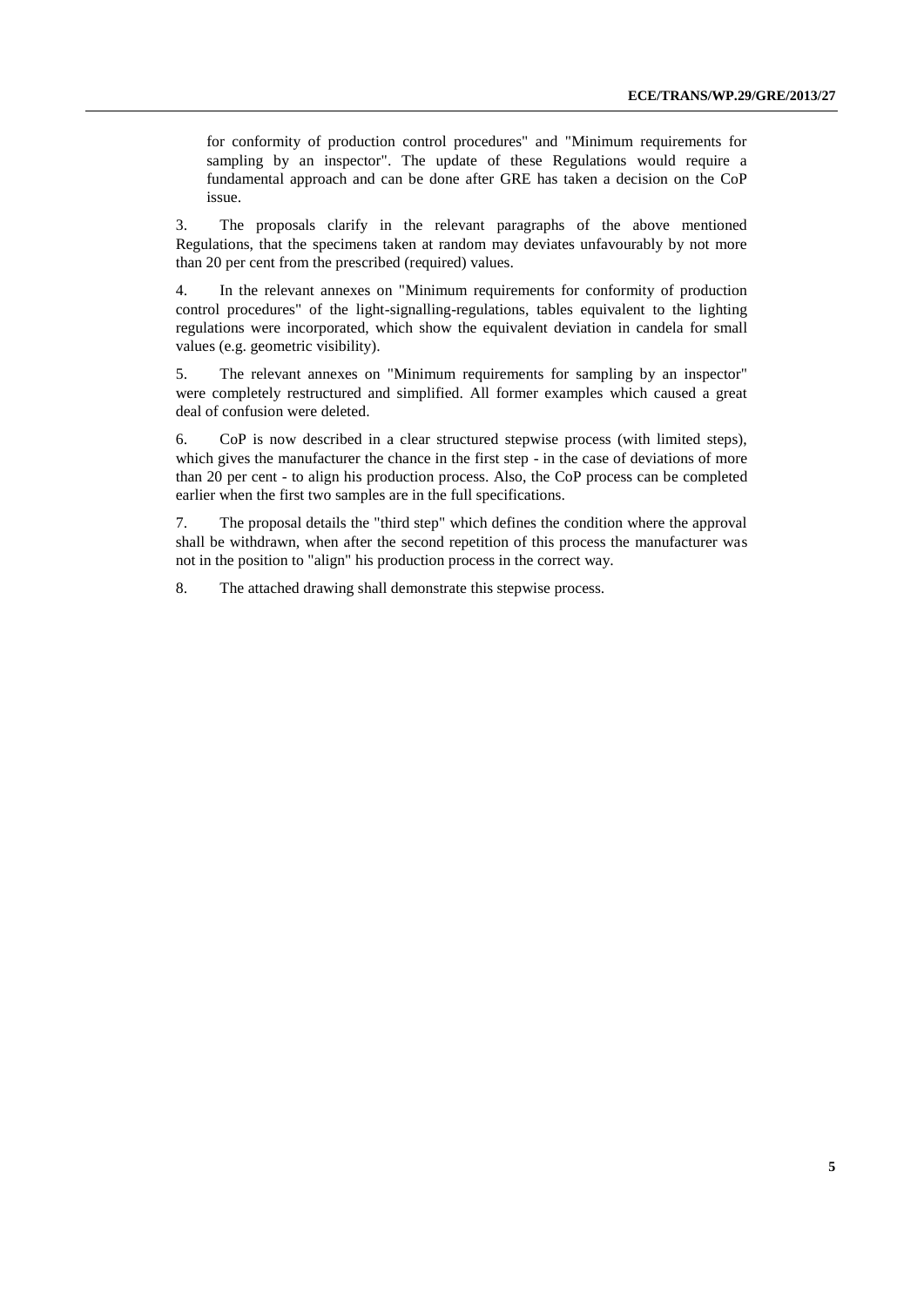for conformity of production control procedures" and "Minimum requirements for sampling by an inspector". The update of these Regulations would require a fundamental approach and can be done after GRE has taken a decision on the CoP issue.

3. The proposals clarify in the relevant paragraphs of the above mentioned Regulations, that the specimens taken at random may deviates unfavourably by not more than 20 per cent from the prescribed (required) values.

4. In the relevant annexes on "Minimum requirements for conformity of production control procedures" of the light-signalling-regulations, tables equivalent to the lighting regulations were incorporated, which show the equivalent deviation in candela for small values (e.g. geometric visibility).

5. The relevant annexes on "Minimum requirements for sampling by an inspector" were completely restructured and simplified. All former examples which caused a great deal of confusion were deleted.

6. CoP is now described in a clear structured stepwise process (with limited steps), which gives the manufacturer the chance in the first step - in the case of deviations of more than 20 per cent - to align his production process. Also, the CoP process can be completed earlier when the first two samples are in the full specifications.

7. The proposal details the "third step" which defines the condition where the approval shall be withdrawn, when after the second repetition of this process the manufacturer was not in the position to "align" his production process in the correct way.

8. The attached drawing shall demonstrate this stepwise process.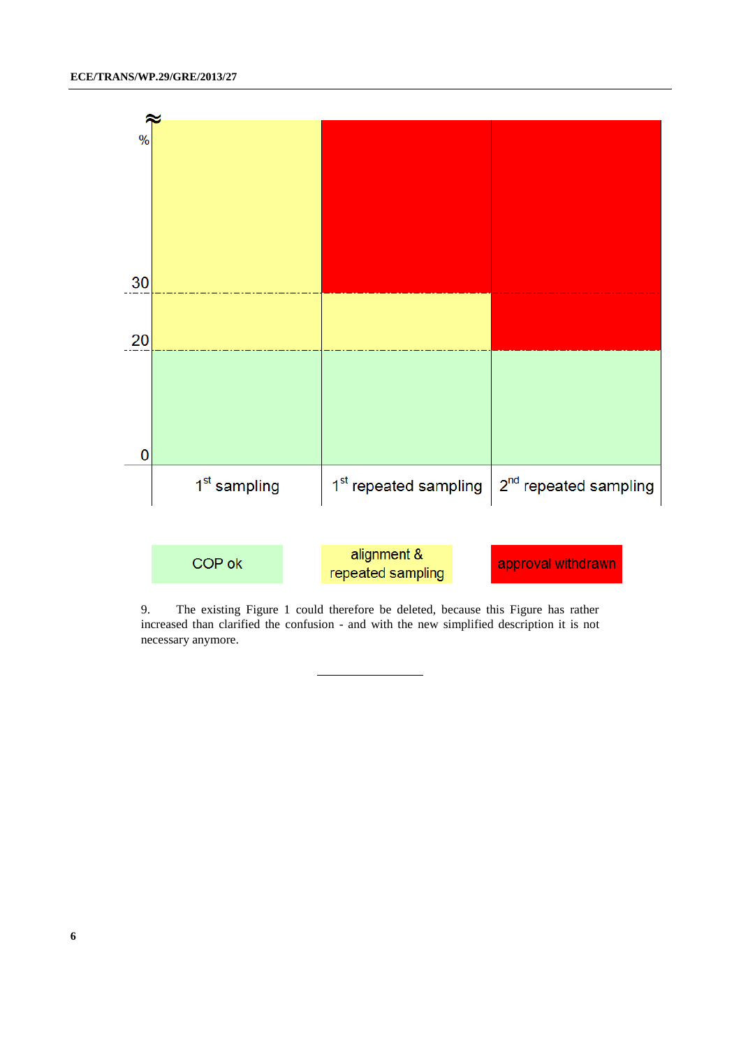≈

%

30

20

0

1st sampling

1st repeated sampling

2nd repeated sampling

COP ok

alignment & repeated sampling

approval withdrawn

9. The existing Figure 1 could therefore be deleted, because this Figure has rather increased than clarified the confusion - and with the new simplified description it is not necessary anymore.